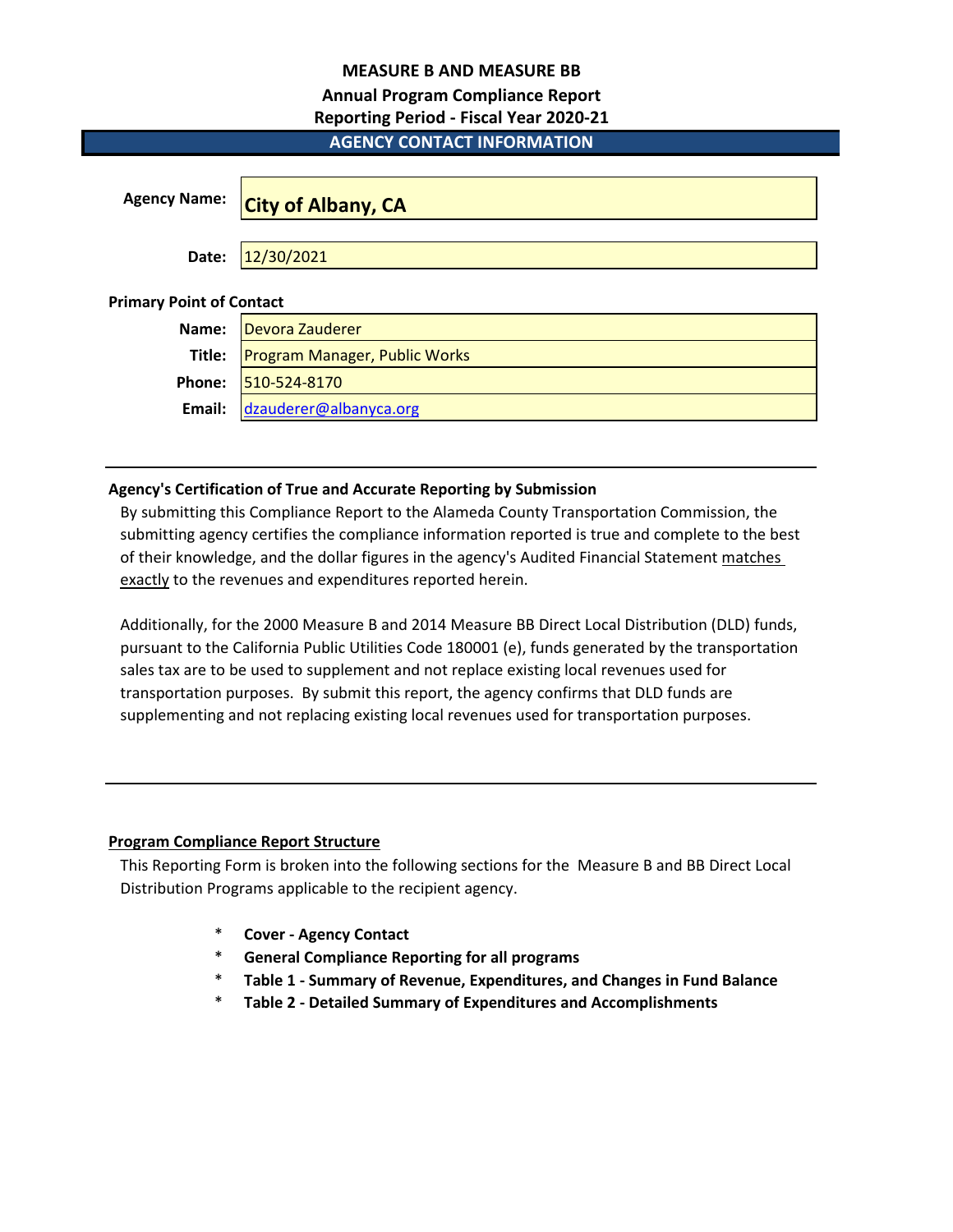# MEASURE B AND MEASURE BB

## Annual Program Compliance Report

## Reporting Period - Fiscal Year 2020-21

## AGENCY CONTACT INFORMATION

| | |
|---|---|
| **Agency Name:** | **City of Albany, CA** |
| **Date:** | 12/30/2021 |

**Primary Point of Contact**

| | |
|---|---|
| **Name:** | Devora Zauderer |
| **Title:** | Program Manager, Public Works |
| **Phone:** | 510-524-8170 |
| **Email:** | dzauderer@albanyca.org |

---

**Agency's Certification of True and Accurate Reporting by Submission**

By submitting this Compliance Report to the Alameda County Transportation Commission, the submitting agency certifies the compliance information reported is true and complete to the best of their knowledge, and the dollar figures in the agency's Audited Financial Statement matches exactly to the revenues and expenditures reported herein.

Additionally, for the 2000 Measure B and 2014 Measure BB Direct Local Distribution (DLD) funds, pursuant to the California Public Utilities Code 180001 (e), funds generated by the transportation sales tax are to be used to supplement and not replace existing local revenues used for transportation purposes. By submit this report, the agency confirms that DLD funds are supplementing and not replacing existing local revenues used for transportation purposes.

---

**Program Compliance Report Structure**

This Reporting Form is broken into the following sections for the Measure B and BB Direct Local Distribution Programs applicable to the recipient agency.

* **Cover - Agency Contact**
* **General Compliance Reporting for all programs**
* **Table 1 - Summary of Revenue, Expenditures, and Changes in Fund Balance**
* **Table 2 - Detailed Summary of Expenditures and Accomplishments**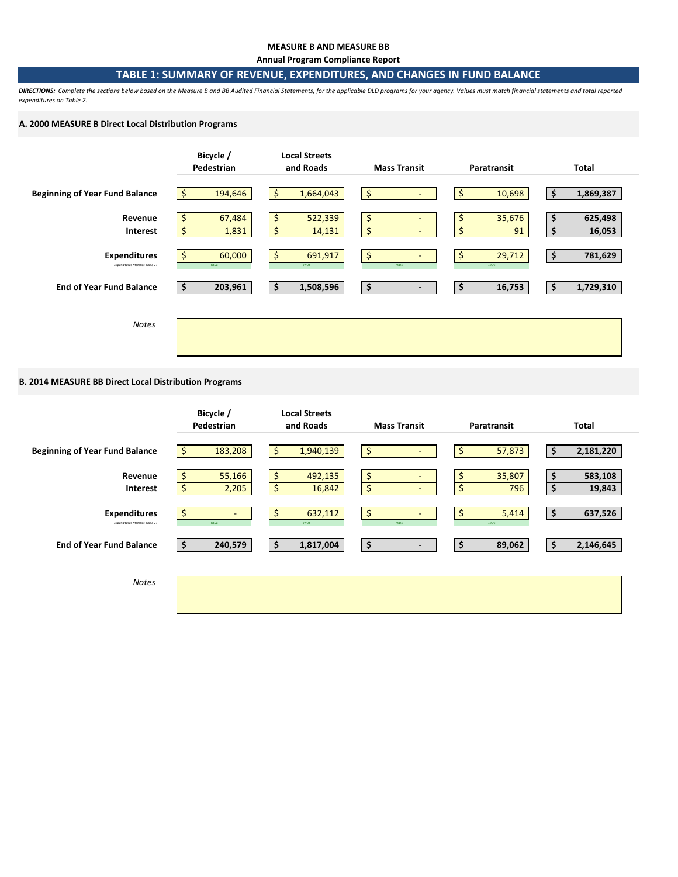**MEASURE B AND MEASURE BB**

**Annual Program Compliance Report**

## TABLE 1: SUMMARY OF REVENUE, EXPENDITURES, AND CHANGES IN FUND BALANCE

***DIRECTIONS:*** *Complete the sections below based on the Measure B and BB Audited Financial Statements, for the applicable DLD programs for your agency. Values must match financial statements and total reported expenditures on Table 2.*

### A. 2000 MEASURE B Direct Local Distribution Programs

| | Bicycle / Pedestrian | Local Streets and Roads | Mass Transit | Paratransit | Total |
|---|---|---|---|---|---|
| **Beginning of Year Fund Balance** | $ 194,646 | $ 1,664,043 | $ - | $ 10,698 | **$ 1,869,387** |
| **Revenue** | $ 67,484 | $ 522,339 | $ - | $ 35,676 | **$ 625,498** |
| **Interest** | $ 1,831 | $ 14,131 | $ - | $ 91 | **$ 16,053** |
| **Expenditures** | $ 60,000 | $ 691,917 | $ - | $ 29,712 | **$ 781,629** |
| *Expenditures Matches Table 2?* | *TRUE* | *TRUE* | *TRUE* | *TRUE* | |
| **End of Year Fund Balance** | **$ 203,961** | **$ 1,508,596** | **$ -** | **$ 16,753** | **$ 1,729,310** |

*Notes*

### B. 2014 MEASURE BB Direct Local Distribution Programs

| | Bicycle / Pedestrian | Local Streets and Roads | Mass Transit | Paratransit | Total |
|---|---|---|---|---|---|
| **Beginning of Year Fund Balance** | $ 183,208 | $ 1,940,139 | $ - | $ 57,873 | **$ 2,181,220** |
| **Revenue** | $ 55,166 | $ 492,135 | $ - | $ 35,807 | **$ 583,108** |
| **Interest** | $ 2,205 | $ 16,842 | $ - | $ 796 | **$ 19,843** |
| **Expenditures** | $ - | $ 632,112 | $ - | $ 5,414 | **$ 637,526** |
| *Expenditures Matches Table 2?* | *TRUE* | *TRUE* | *TRUE* | *TRUE* | |
| **End of Year Fund Balance** | **$ 240,579** | **$ 1,817,004** | **$ -** | **$ 89,062** | **$ 2,146,645** |

*Notes*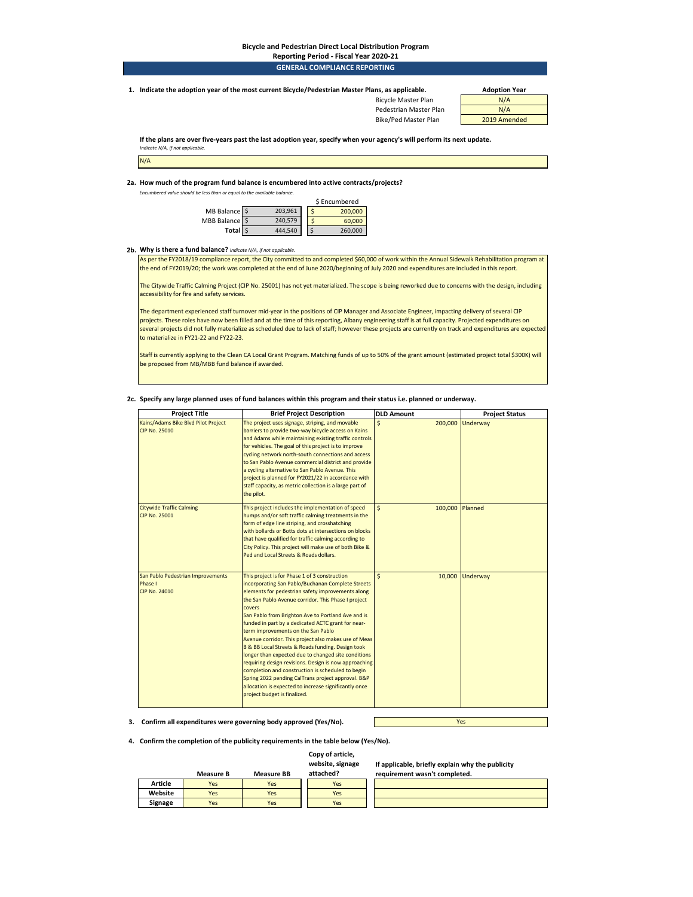**Bicycle and Pedestrian Direct Local Distribution Program**
**Reporting Period - Fiscal Year 2020-21**

## GENERAL COMPLIANCE REPORTING

**1. Indicate the adoption year of the most current Bicycle/Pedestrian Master Plans, as applicable.**

| | Adoption Year |
|---|---|
| Bicycle Master Plan | N/A |
| Pedestrian Master Plan | N/A |
| Bike/Ped Master Plan | 2019 Amended |

**If the plans are over five-years past the last adoption year, specify when your agency's will perform its next update.**
*Indicate N/A, if not applicable.*

N/A

**2a. How much of the program fund balance is encumbered into active contracts/projects?**
*Encumbered value should be less than or equal to the available balance.*

| | Balance | $ Encumbered |
|---|---|---|
| MB Balance | $ 203,961 | $ 200,000 |
| MBB Balance | $ 240,579 | $ 60,000 |
| **Total** | $ 444,540 | $ 260,000 |

**2b. Why is there a fund balance?** *Indicate N/A, if not applicable.*

As per the FY2018/19 compliance report, the City committed to and completed $60,000 of work within the Annual Sidewalk Rehabilitation program at the end of FY2019/20; the work was completed at the end of June 2020/beginning of July 2020 and expenditures are included in this report.

The Citywide Traffic Calming Project (CIP No. 25001) has not yet materialized. The scope is being reworked due to concerns with the design, including accessibility for fire and safety services.

The department experienced staff turnover mid-year in the positions of CIP Manager and Associate Engineer, impacting delivery of several CIP projects. These roles have now been filled and at the time of this reporting, Albany engineering staff is at full capacity. Projected expenditures on several projects did not fully materialize as scheduled due to lack of staff; however these projects are currently on track and expenditures are expected to materialize in FY21-22 and FY22-23.

Staff is currently applying to the Clean CA Local Grant Program. Matching funds of up to 50% of the grant amount (estimated project total $300K) will be proposed from MB/MBB fund balance if awarded.

**2c. Specify any large planned uses of fund balances within this program and their status i.e. planned or underway.**

| Project Title | Brief Project Description | DLD Amount | Project Status |
|---|---|---|---|
| Kains/Adams Bike Blvd Pilot Project<br>CIP No. 25010 | The project uses signage, striping, and movable barriers to provide two-way bicycle access on Kains and Adams while maintaining existing traffic controls for vehicles. The goal of this project is to improve cycling network north-south connections and access to San Pablo Avenue commercial district and provide a cycling alternative to San Pablo Avenue. This project is planned for FY2021/22 in accordance with staff capacity, as metric collection is a large part of the pilot. | $ 200,000 | Underway |
| Citywide Traffic Calming<br>CIP No. 25001 | This project includes the implementation of speed humps and/or soft traffic calming treatments in the form of edge line striping, and crosshatching with bollards or Botts dots at intersections on blocks that have qualified for traffic calming according to City Policy. This project will make use of both Bike & Ped and Local Streets & Roads dollars. | $ 100,000 | Planned |
| San Pablo Pedestrian Improvements Phase I<br>CIP No. 24010 | This project is for Phase 1 of 3 construction incorporating San Pablo/Buchanan Complete Streets elements for pedestrian safety improvements along the San Pablo Avenue corridor. This Phase I project covers San Pablo from Brighton Ave to Portland Ave and is funded in part by a dedicated ACTC grant for near-term improvements on the San Pablo Avenue corridor. This project also makes use of Meas B & BB Local Streets & Roads funding. Design took longer than expected due to changed site conditions requiring design revisions. Design is now approaching completion and construction is scheduled to begin Spring 2022 pending CalTrans project approval. B&P allocation is expected to increase significantly once project budget is finalized. | $ 10,000 | Underway |

**3. Confirm all expenditures were governing body approved (Yes/No).** Yes

**4. Confirm the completion of the publicity requirements in the table below (Yes/No).**

| | Measure B | Measure BB | Copy of article, website, signage attached? | If applicable, briefly explain why the publicity requirement wasn't completed. |
|---|---|---|---|---|
| **Article** | Yes | Yes | Yes | |
| **Website** | Yes | Yes | Yes | |
| **Signage** | Yes | Yes | Yes | |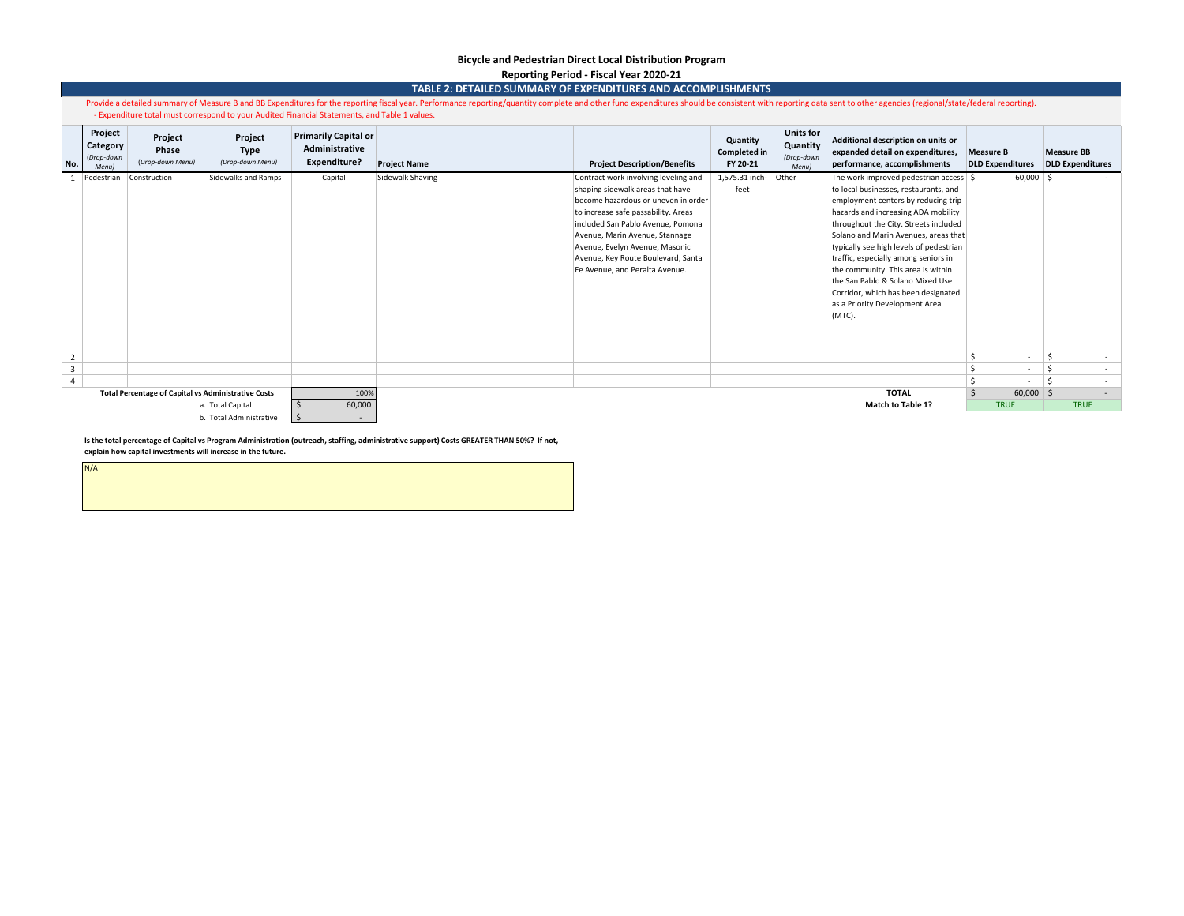**Bicycle and Pedestrian Direct Local Distribution Program**

**Reporting Period - Fiscal Year 2020-21**

## TABLE 2: DETAILED SUMMARY OF EXPENDITURES AND ACCOMPLISHMENTS

Provide a detailed summary of Measure B and BB Expenditures for the reporting fiscal year. Performance reporting/quantity complete and other fund expenditures should be consistent with reporting data sent to other agencies (regional/state/federal reporting).
- Expenditure total must correspond to your Audited Financial Statements, and Table 1 values.

| No. | Project Category (Drop-down Menu) | Project Phase (Drop-down Menu) | Project Type (Drop-down Menu) | Primarily Capital or Administrative Expenditure? | Project Name | Project Description/Benefits | Quantity Completed in FY 20-21 | Units for Quantity (Drop-down Menu) | Additional description on units or expanded detail on expenditures, performance, accomplishments | Measure B DLD Expenditures | Measure BB DLD Expenditures |
|---|---|---|---|---|---|---|---|---|---|---|---|
| 1 | Pedestrian | Construction | Sidewalks and Ramps | Capital | Sidewalk Shaving | Contract work involving leveling and shaping sidewalk areas that have become hazardous or uneven in order to increase safe passability. Areas included San Pablo Avenue, Pomona Avenue, Marin Avenue, Stannage Avenue, Evelyn Avenue, Masonic Avenue, Key Route Boulevard, Santa Fe Avenue, and Peralta Avenue. | 1,575.31 inch-feet | Other | The work improved pedestrian access to local businesses, restaurants, and employment centers by reducing trip hazards and increasing ADA mobility throughout the City. Streets included Solano and Marin Avenues, areas that typically see high levels of pedestrian traffic, especially among seniors in the community. This area is within the San Pablo & Solano Mixed Use Corridor, which has been designated as a Priority Development Area (MTC). | $ 60,000 | $ - |
| 2 | | | | | | | | | | $ - | $ - |
| 3 | | | | | | | | | | $ - | $ - |
| 4 | | | | | | | | | | $ - | $ - |
| | **Total Percentage of Capital vs Administrative Costs** | | | 100% | | | | | **TOTAL** | $ 60,000 | $ - |
| | a. Total Capital | | | $ 60,000 | | | | | **Match to Table 1?** | TRUE | TRUE |
| | b. Total Administrative | | | $ - | | | | | | | |

**Is the total percentage of Capital vs Program Administration (outreach, staffing, administrative support) Costs GREATER THAN 50%? If not, explain how capital investments will increase in the future.**

N/A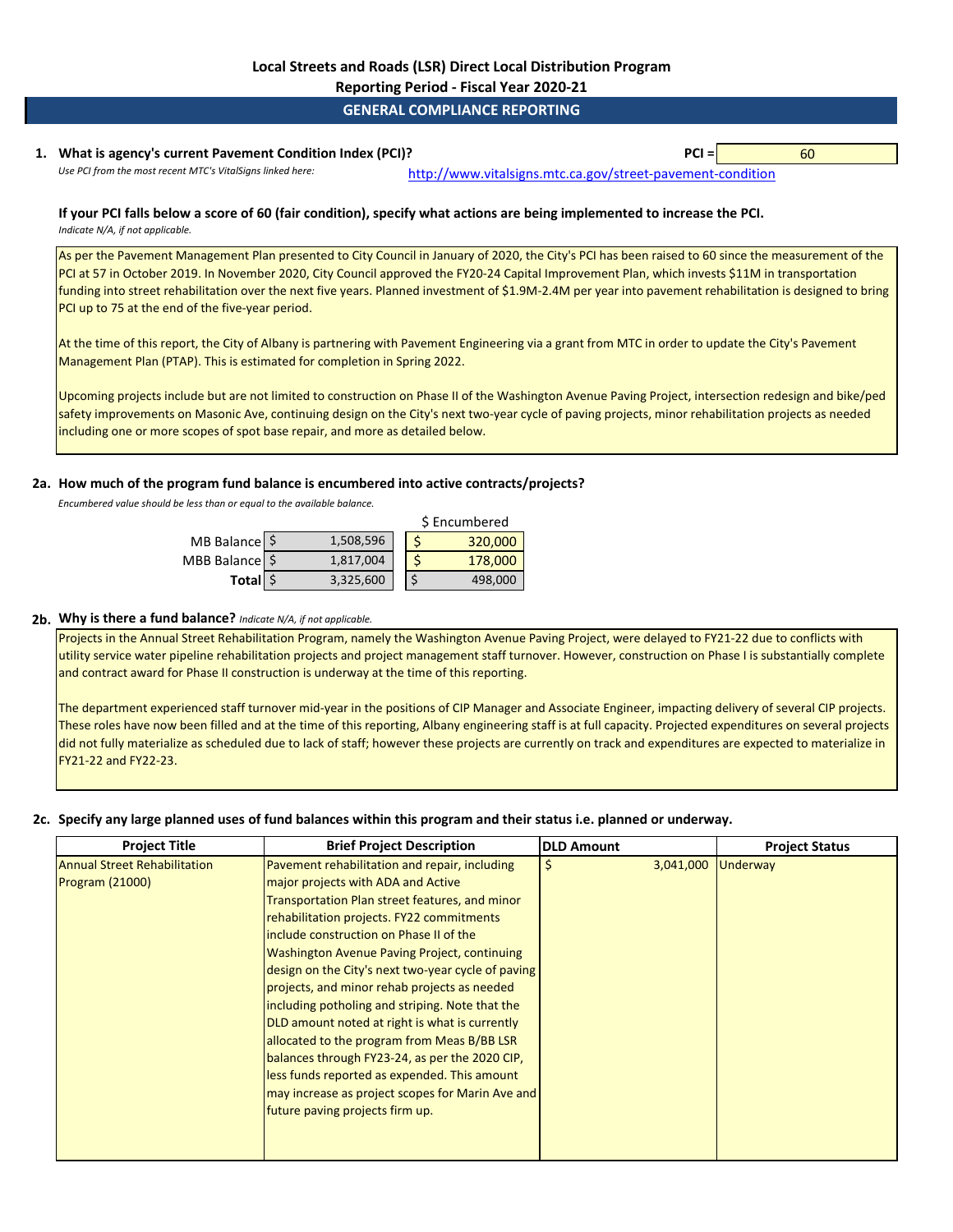# Local Streets and Roads (LSR) Direct Local Distribution Program

## Reporting Period - Fiscal Year 2020-21

## GENERAL COMPLIANCE REPORTING

**1. What is agency's current Pavement Condition Index (PCI)?** **PCI =** 60

*Use PCI from the most recent MTC's VitalSigns linked here:* http://www.vitalsigns.mtc.ca.gov/street-pavement-condition

**If your PCI falls below a score of 60 (fair condition), specify what actions are being implemented to increase the PCI.**
*Indicate N/A, if not applicable.*

As per the Pavement Management Plan presented to City Council in January of 2020, the City's PCI has been raised to 60 since the measurement of the PCI at 57 in October 2019. In November 2020, City Council approved the FY20-24 Capital Improvement Plan, which invests $11M in transportation funding into street rehabilitation over the next five years. Planned investment of $1.9M-2.4M per year into pavement rehabilitation is designed to bring PCI up to 75 at the end of the five-year period.

At the time of this report, the City of Albany is partnering with Pavement Engineering via a grant from MTC in order to update the City's Pavement Management Plan (PTAP). This is estimated for completion in Spring 2022.

Upcoming projects include but are not limited to construction on Phase II of the Washington Avenue Paving Project, intersection redesign and bike/ped safety improvements on Masonic Ave, continuing design on the City's next two-year cycle of paving projects, minor rehabilitation projects as needed including one or more scopes of spot base repair, and more as detailed below.

**2a. How much of the program fund balance is encumbered into active contracts/projects?**
*Encumbered value should be less than or equal to the available balance.*

| | Balance | $ Encumbered |
|---|---|---|
| MB Balance | $ 1,508,596 | $ 320,000 |
| MBB Balance | $ 1,817,004 | $ 178,000 |
| **Total** | $ 3,325,600 | $ 498,000 |

**2b. Why is there a fund balance?** *Indicate N/A, if not applicable.*

Projects in the Annual Street Rehabilitation Program, namely the Washington Avenue Paving Project, were delayed to FY21-22 due to conflicts with utility service water pipeline rehabilitation projects and project management staff turnover. However, construction on Phase I is substantially complete and contract award for Phase II construction is underway at the time of this reporting.

The department experienced staff turnover mid-year in the positions of CIP Manager and Associate Engineer, impacting delivery of several CIP projects. These roles have now been filled and at the time of this reporting, Albany engineering staff is at full capacity. Projected expenditures on several projects did not fully materialize as scheduled due to lack of staff; however these projects are currently on track and expenditures are expected to materialize in FY21-22 and FY22-23.

**2c. Specify any large planned uses of fund balances within this program and their status i.e. planned or underway.**

| Project Title | Brief Project Description | DLD Amount | Project Status |
|---|---|---|---|
| Annual Street Rehabilitation Program (21000) | Pavement rehabilitation and repair, including major projects with ADA and Active Transportation Plan street features, and minor rehabilitation projects. FY22 commitments include construction on Phase II of the Washington Avenue Paving Project, continuing design on the City's next two-year cycle of paving projects, and minor rehab projects as needed including potholing and striping. Note that the DLD amount noted at right is what is currently allocated to the program from Meas B/BB LSR balances through FY23-24, as per the 2020 CIP, less funds reported as expended. This amount may increase as project scopes for Marin Ave and future paving projects firm up. | $ 3,041,000 | Underway |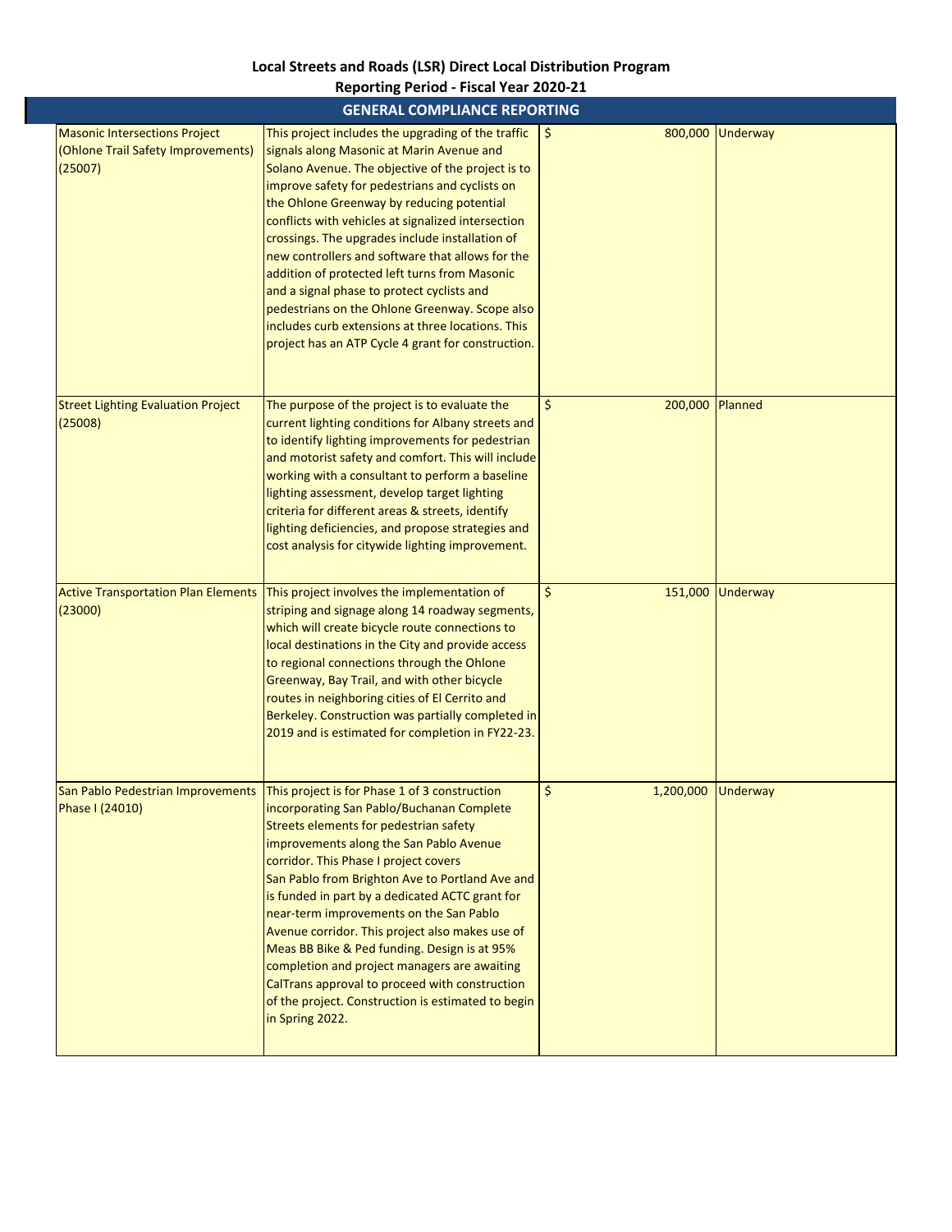**Local Streets and Roads (LSR) Direct Local Distribution Program**

**Reporting Period - Fiscal Year 2020-21**

**GENERAL COMPLIANCE REPORTING**

| | | | |
|---|---|---|---|
| Masonic Intersections Project (Ohlone Trail Safety Improvements) (25007) | This project includes the upgrading of the traffic signals along Masonic at Marin Avenue and Solano Avenue. The objective of the project is to improve safety for pedestrians and cyclists on the Ohlone Greenway by reducing potential conflicts with vehicles at signalized intersection crossings. The upgrades include installation of new controllers and software that allows for the addition of protected left turns from Masonic and a signal phase to protect cyclists and pedestrians on the Ohlone Greenway. Scope also includes curb extensions at three locations. This project has an ATP Cycle 4 grant for construction. | $ 800,000 | Underway |
| Street Lighting Evaluation Project (25008) | The purpose of the project is to evaluate the current lighting conditions for Albany streets and to identify lighting improvements for pedestrian and motorist safety and comfort. This will include working with a consultant to perform a baseline lighting assessment, develop target lighting criteria for different areas & streets, identify lighting deficiencies, and propose strategies and cost analysis for citywide lighting improvement. | $ 200,000 | Planned |
| Active Transportation Plan Elements (23000) | This project involves the implementation of striping and signage along 14 roadway segments, which will create bicycle route connections to local destinations in the City and provide access to regional connections through the Ohlone Greenway, Bay Trail, and with other bicycle routes in neighboring cities of El Cerrito and Berkeley. Construction was partially completed in 2019 and is estimated for completion in FY22-23. | $ 151,000 | Underway |
| San Pablo Pedestrian Improvements Phase I (24010) | This project is for Phase 1 of 3 construction incorporating San Pablo/Buchanan Complete Streets elements for pedestrian safety improvements along the San Pablo Avenue corridor. This Phase I project covers San Pablo from Brighton Ave to Portland Ave and is funded in part by a dedicated ACTC grant for near-term improvements on the San Pablo Avenue corridor. This project also makes use of Meas BB Bike & Ped funding. Design is at 95% completion and project managers are awaiting CalTrans approval to proceed with construction of the project. Construction is estimated to begin in Spring 2022. | $ 1,200,000 | Underway |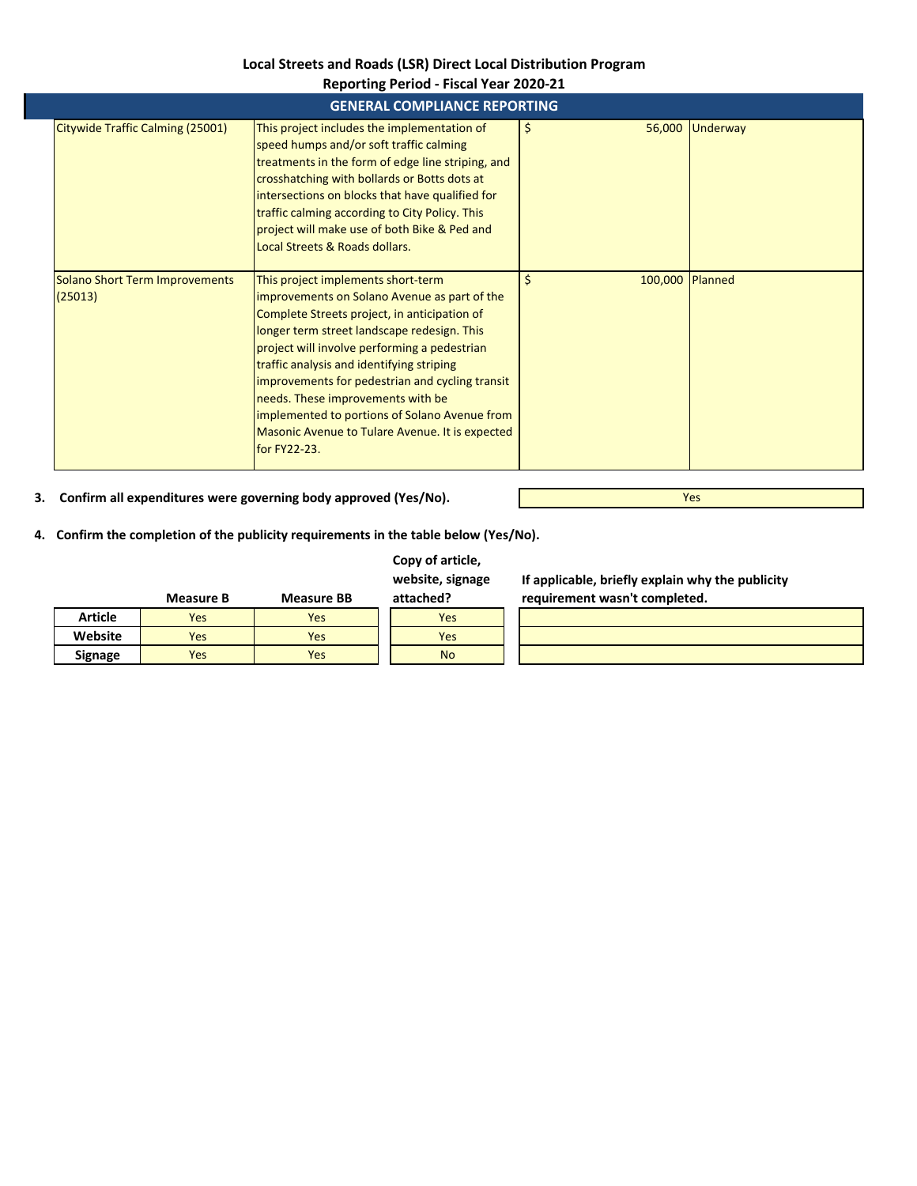# Local Streets and Roads (LSR) Direct Local Distribution Program

## Reporting Period - Fiscal Year 2020-21

### GENERAL COMPLIANCE REPORTING

| | | | |
|---|---|---|---|
| Citywide Traffic Calming (25001) | This project includes the implementation of speed humps and/or soft traffic calming treatments in the form of edge line striping, and crosshatching with bollards or Botts dots at intersections on blocks that have qualified for traffic calming according to City Policy. This project will make use of both Bike & Ped and Local Streets & Roads dollars. | $ 56,000 | Underway |
| Solano Short Term Improvements (25013) | This project implements short-term improvements on Solano Avenue as part of the Complete Streets project, in anticipation of longer term street landscape redesign. This project will involve performing a pedestrian traffic analysis and identifying striping improvements for pedestrian and cycling transit needs. These improvements with be implemented to portions of Solano Avenue from Masonic Avenue to Tulare Avenue. It is expected for FY22-23. | $ 100,000 | Planned |

**3. Confirm all expenditures were governing body approved (Yes/No).** Yes

**4. Confirm the completion of the publicity requirements in the table below (Yes/No).**

| | Measure B | Measure BB | Copy of article, website, signage attached? | If applicable, briefly explain why the publicity requirement wasn't completed. |
|---|---|---|---|---|
| **Article** | Yes | Yes | Yes | |
| **Website** | Yes | Yes | Yes | |
| **Signage** | Yes | Yes | No | |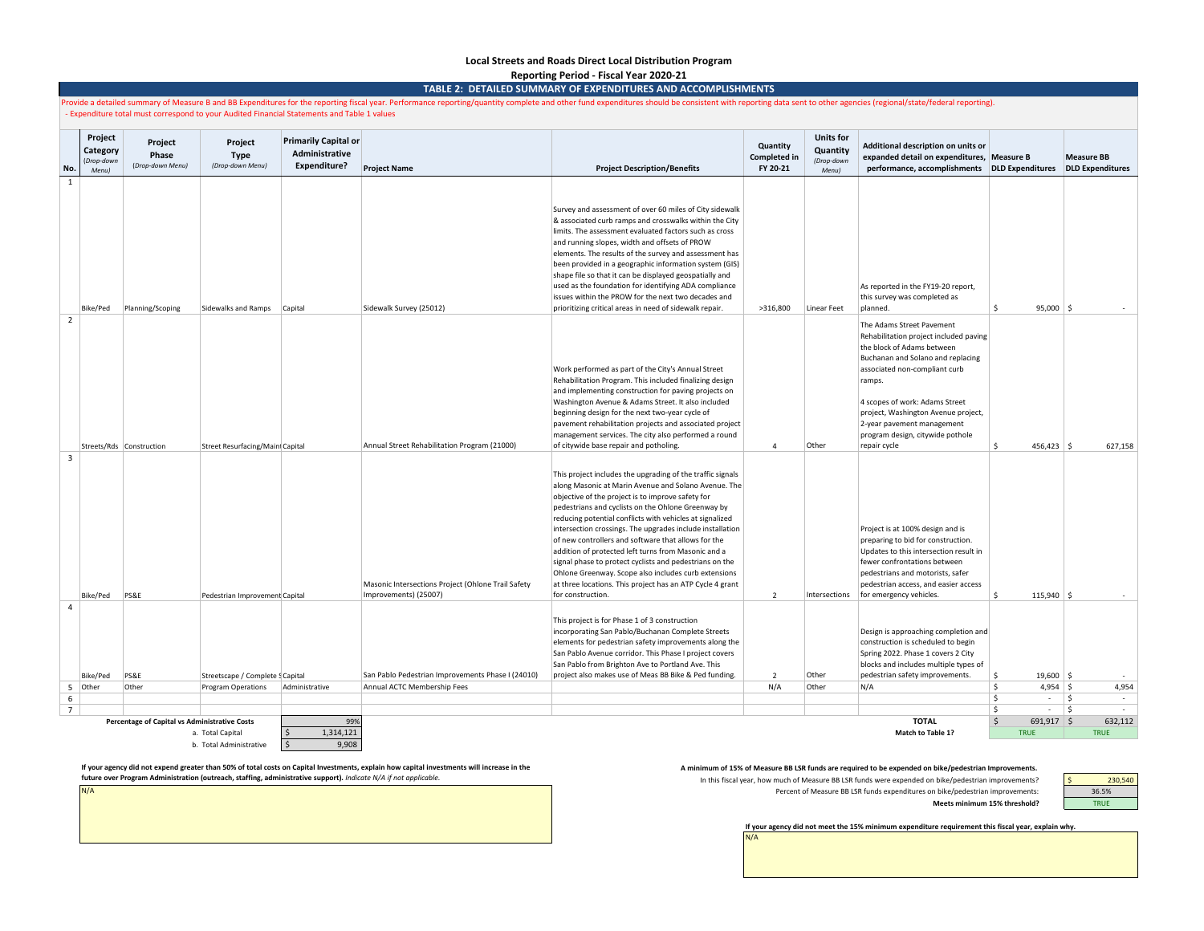**Local Streets and Roads Direct Local Distribution Program**

**Reporting Period - Fiscal Year 2020-21**

## TABLE 2: DETAILED SUMMARY OF EXPENDITURES AND ACCOMPLISHMENTS

Provide a detailed summary of Measure B and BB Expenditures for the reporting fiscal year. Performance reporting/quantity complete and other fund expenditures should be consistent with reporting data sent to other agencies (regional/state/federal reporting).
- Expenditure total must correspond to your Audited Financial Statements and Table 1 values

| No. | Project Category (Drop-down Menu) | Project Phase (Drop-down Menu) | Project Type (Drop-down Menu) | Primarily Capital or Administrative Expenditure? | Project Name | Project Description/Benefits | Quantity Completed in FY 20-21 | Units for Quantity (Drop-down Menu) | Additional description on units or expanded detail on expenditures, performance, accomplishments | Measure B DLD Expenditures | Measure BB DLD Expenditures |
|---|---|---|---|---|---|---|---|---|---|---|---|
| 1 | Bike/Ped | Planning/Scoping | Sidewalks and Ramps | Capital | Sidewalk Survey (25012) | Survey and assessment of over 60 miles of City sidewalk & associated curb ramps and crosswalks within the City limits. The assessment evaluated factors such as cross and running slopes, width and offsets of PROW elements. The results of the survey and assessment has been provided in a geographic information system (GIS) shape file so that it can be displayed geospatially and used as the foundation for identifying ADA compliance issues within the PROW for the next two decades and prioritizing critical areas in need of sidewalk repair. | >316,800 | Linear Feet | As reported in the FY19-20 report, this survey was completed as planned. | $ 95,000 | $ - |
| 2 | Streets/Rds | Construction | Street Resurfacing/Maint | Capital | Annual Street Rehabilitation Program (21000) | Work performed as part of the City's Annual Street Rehabilitation Program. This included finalizing design and implementing construction for paving projects on Washington Avenue & Adams Street. It also included beginning design for the next two-year cycle of pavement rehabilitation projects and associated project management services. The city also performed a round of citywide base repair and potholing. | 4 | Other | The Adams Street Pavement Rehabilitation project included paving the block of Adams between Buchanan and Solano and replacing associated non-compliant curb ramps.<br><br>4 scopes of work: Adams Street project, Washington Avenue project, 2-year pavement management program design, citywide pothole repair cycle | $ 456,423 | $ 627,158 |
| 3 | Bike/Ped | PS&E | Pedestrian Improvement | Capital | Masonic Intersections Project (Ohlone Trail Safety Improvements) (25007) | This project includes the upgrading of the traffic signals along Masonic at Marin Avenue and Solano Avenue. The objective of the project is to improve safety for pedestrians and cyclists on the Ohlone Greenway by reducing potential conflicts with vehicles at signalized intersection crossings. The upgrades include installation of new controllers and software that allows for the addition of protected left turns from Masonic and a signal phase to protect cyclists and pedestrians on the Ohlone Greenway. Scope also includes curb extensions at three locations. This project has an ATP Cycle 4 grant for construction. | 2 | Intersections | Project is at 100% design and is preparing to bid for construction. Updates to this intersection result in fewer confrontations between pedestrians and motorists, safer pedestrian access, and easier access for emergency vehicles. | $ 115,940 | $ - |
| 4 | Bike/Ped | PS&E | Streetscape / Complete S | Capital | San Pablo Pedestrian Improvements Phase I (24010) | This project is for Phase 1 of 3 construction incorporating San Pablo/Buchanan Complete Streets elements for pedestrian safety improvements along the San Pablo Avenue corridor. This Phase I project covers San Pablo from Brighton Ave to Portland Ave. This project also makes use of Meas BB Bike & Ped funding. | 2 | Other | Design is approaching completion and construction is scheduled to begin Spring 2022. Phase 1 covers 2 City blocks and includes multiple types of pedestrian safety improvements. | $ 19,600 | $ - |
| 5 | Other | Other | Program Operations | Administrative | Annual ACTC Membership Fees | | N/A | Other | N/A | $ 4,954 | $ 4,954 |
| 6 | | | | | | | | | | $ - | $ - |
| 7 | | | | | | | | | | $ - | $ - |
| | | | | | | | | | **TOTAL** | $ 691,917 | $ 632,112 |
| | | | | | | | | | **Match to Table 1?** | TRUE | TRUE |

| **Percentage of Capital vs Administrative Costs** | 99% |
|---|---|
| a. Total Capital | $ 1,314,121 |
| b. Total Administrative | $ 9,908 |

**If your agency did not expend greater than 50% of total costs on Capital Investments, explain how capital investments will increase in the future over Program Administration (outreach, staffing, administrative support).** *Indicate N/A if not applicable.*

N/A

**A minimum of 15% of Measure BB LSR funds are required to be expended on bike/pedestrian improvements.**

| | |
|---|---|
| In this fiscal year, how much of Measure BB LSR funds were expended on bike/pedestrian improvements? | $ 230,540 |
| Percent of Measure BB LSR funds expenditures on bike/pedestrian improvements: | 36.5% |
| **Meets minimum 15% threshold?** | TRUE |

**If your agency did not meet the 15% minimum expenditure requirement this fiscal year, explain why.**

N/A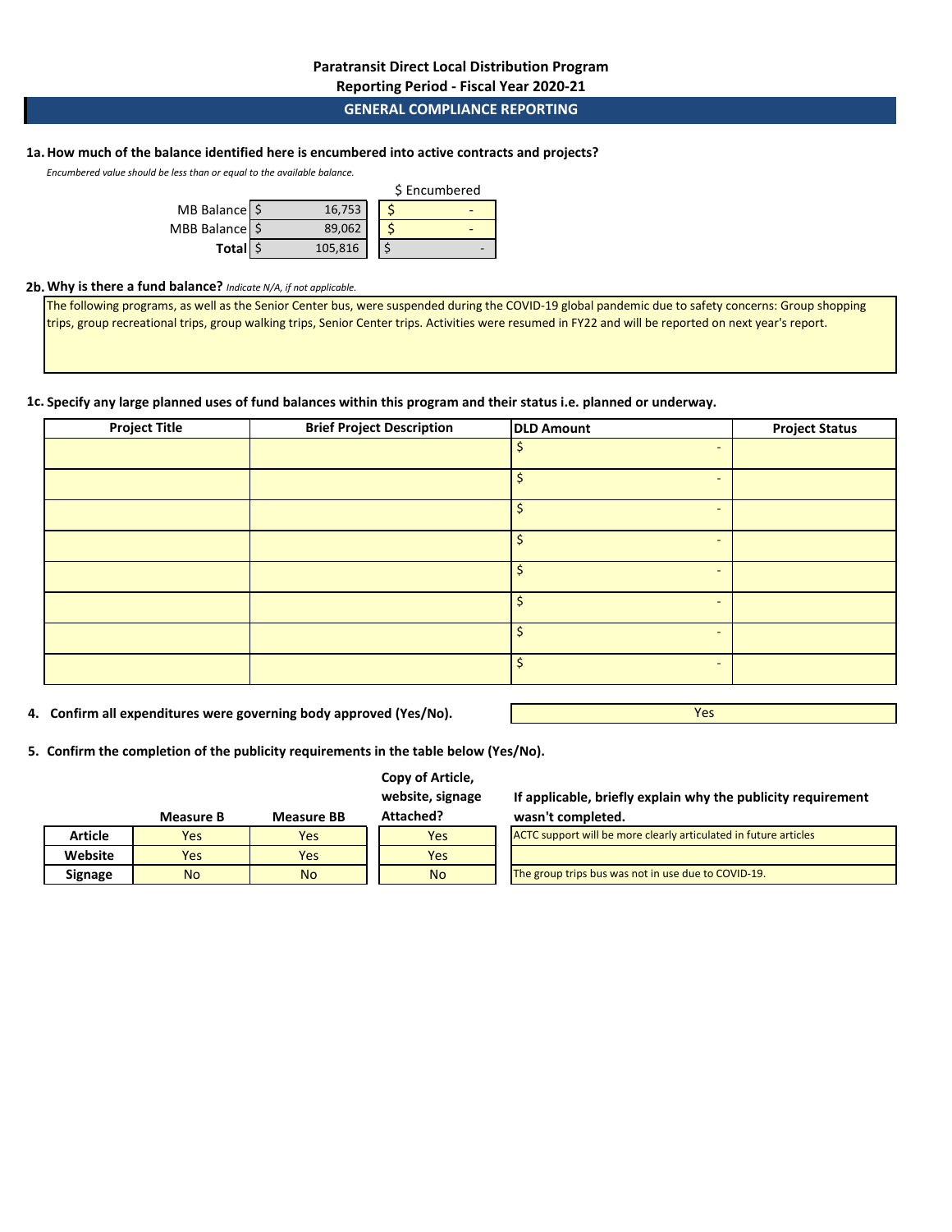# Paratransit Direct Local Distribution Program

## Reporting Period - Fiscal Year 2020-21

## GENERAL COMPLIANCE REPORTING

**1a. How much of the balance identified here is encumbered into active contracts and projects?**

*Encumbered value should be less than or equal to the available balance.*

| | Balance | $ Encumbered |
|---|---|---|
| MB Balance | $ 16,753 | $ - |
| MBB Balance | $ 89,062 | $ - |
| **Total** | $ 105,816 | $ - |

**2b. Why is there a fund balance?** *Indicate N/A, if not applicable.*

The following programs, as well as the Senior Center bus, were suspended during the COVID-19 global pandemic due to safety concerns: Group shopping trips, group recreational trips, group walking trips, Senior Center trips. Activities were resumed in FY22 and will be reported on next year's report.

**1c. Specify any large planned uses of fund balances within this program and their status i.e. planned or underway.**

| Project Title | Brief Project Description | DLD Amount | Project Status |
|---|---|---|---|
| | | $ - | |
| | | $ - | |
| | | $ - | |
| | | $ - | |
| | | $ - | |
| | | $ - | |
| | | $ - | |
| | | $ - | |

**4. Confirm all expenditures were governing body approved (Yes/No).** Yes

**5. Confirm the completion of the publicity requirements in the table below (Yes/No).**

| | Measure B | Measure BB | Copy of Article, website, signage Attached? | If applicable, briefly explain why the publicity requirement wasn't completed. |
|---|---|---|---|---|
| **Article** | Yes | Yes | Yes | ACTC support will be more clearly articulated in future articles |
| **Website** | Yes | Yes | Yes | |
| **Signage** | No | No | No | The group trips bus was not in use due to COVID-19. |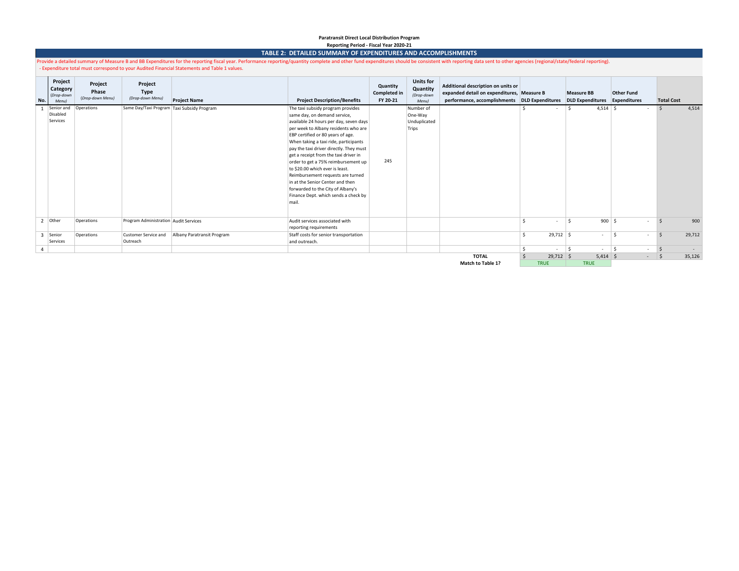**Paratransit Direct Local Distribution Program**

**Reporting Period - Fiscal Year 2020-21**

## TABLE 2: DETAILED SUMMARY OF EXPENDITURES AND ACCOMPLISHMENTS

Provide a detailed summary of Measure B and BB Expenditures for the reporting fiscal year. Performance reporting/quantity complete and other fund expenditures should be consistent with reporting data sent to other agencies (regional/state/federal reporting).
- Expenditure total must correspond to your Audited Financial Statements and Table 1 values.

| No. | Project Category *(Drop-down Menu)* | Project Phase *(Drop-down Menu)* | Project Type *(Drop-down Menu)* | Project Name | Project Description/Benefits | Quantity Completed in FY 20-21 | Units for Quantity *(Drop-down Menu)* | Additional description on units or expanded detail on expenditures, performance, accomplishments | Measure B DLD Expenditures | Measure BB DLD Expenditures | Other Fund Expenditures | Total Cost |
|---|---|---|---|---|---|---|---|---|---|---|---|---|
| 1 | Senior and Disabled Services | Operations | Same Day/Taxi Program | Taxi Subsidy Program | The taxi subsidy program provides same day, on demand service, available 24 hours per day, seven days per week to Albany residents who are EBP certified or 80 years of age. When taking a taxi ride, participants pay the taxi driver directly. They must get a receipt from the taxi driver in order to get a 75% reimbursement up to $20.00 which ever is least. Reimbursement requests are turned in at the Senior Center and then forwarded to the City of Albany's Finance Dept. which sends a check by mail. | 245 | Number of One-Way Unduplicated Trips | | $ - | $ 4,514 | $ - | $ 4,514 |
| 2 | Other | Operations | Program Administration | Audit Services | Audit services associated with reporting requirements | | | | $ - | $ 900 | $ - | $ 900 |
| 3 | Senior Services | Operations | Customer Service and Outreach | Albany Paratransit Program | Staff costs for senior transportation and outreach. | | | | $ 29,712 | $ - | $ - | $ 29,712 |
| 4 | | | | | | | | | $ - | $ - | $ - | $ - |
| | | | | | | | | **TOTAL** | $ 29,712 | $ 5,414 | $ - | $ 35,126 |
| | | | | | | | | **Match to Table 1?** | TRUE | TRUE | | |